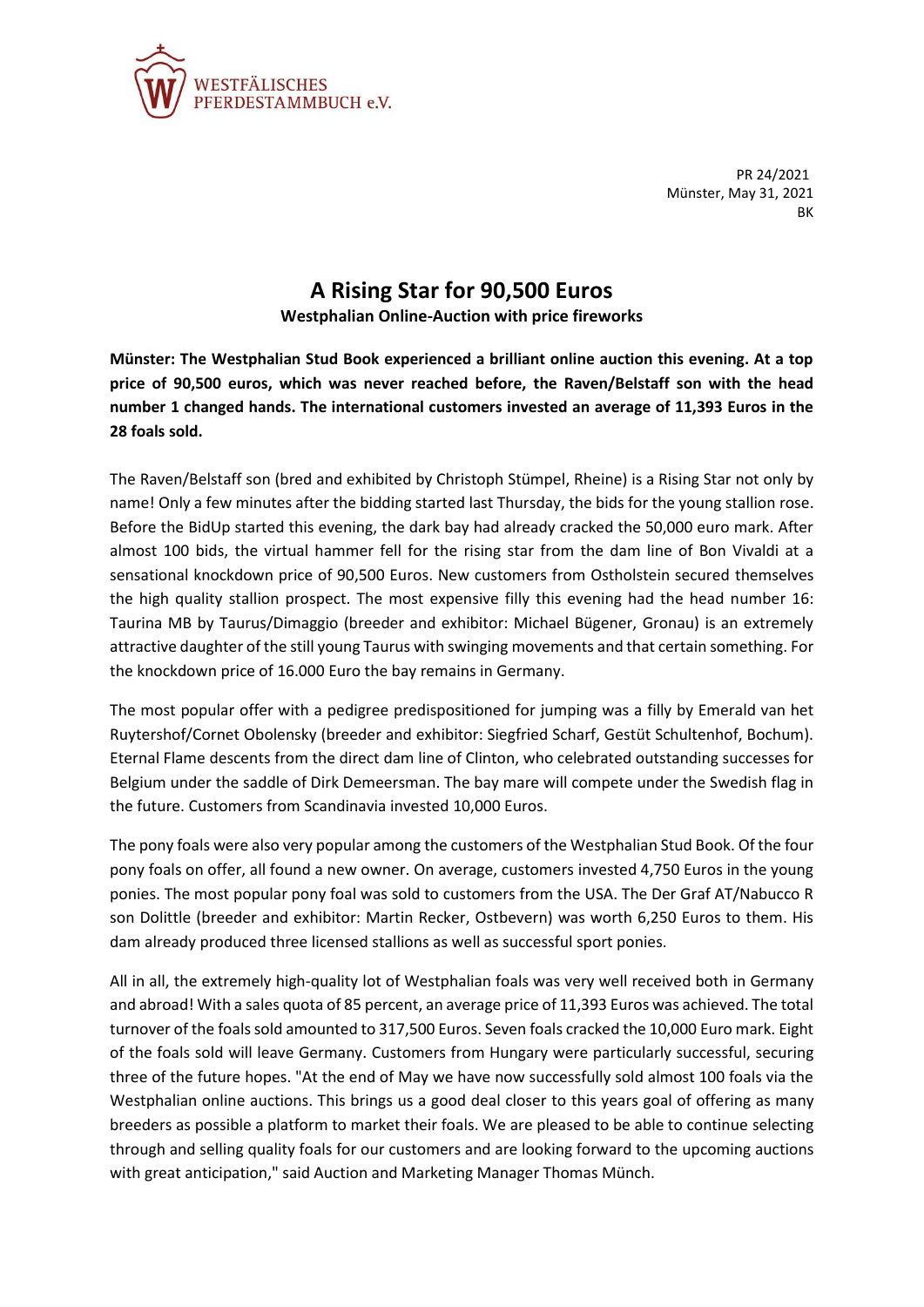WESTFÄLISCHES PFERDESTAMMBUCH e.V.

PR 24/2021
Münster, May 31, 2021
BK

# A Rising Star for 90,500 Euros

**Westphalian Online-Auction with price fireworks**

**Münster: The Westphalian Stud Book experienced a brilliant online auction this evening. At a top price of 90,500 euros, which was never reached before, the Raven/Belstaff son with the head number 1 changed hands. The international customers invested an average of 11,393 Euros in the 28 foals sold.**

The Raven/Belstaff son (bred and exhibited by Christoph Stümpel, Rheine) is a Rising Star not only by name! Only a few minutes after the bidding started last Thursday, the bids for the young stallion rose. Before the BidUp started this evening, the dark bay had already cracked the 50,000 euro mark. After almost 100 bids, the virtual hammer fell for the rising star from the dam line of Bon Vivaldi at a sensational knockdown price of 90,500 Euros. New customers from Ostholstein secured themselves the high quality stallion prospect. The most expensive filly this evening had the head number 16: Taurina MB by Taurus/Dimaggio (breeder and exhibitor: Michael Bügener, Gronau) is an extremely attractive daughter of the still young Taurus with swinging movements and that certain something. For the knockdown price of 16.000 Euro the bay remains in Germany.

The most popular offer with a pedigree predispositioned for jumping was a filly by Emerald van het Ruytershof/Cornet Obolensky (breeder and exhibitor: Siegfried Scharf, Gestüt Schultenhof, Bochum). Eternal Flame descents from the direct dam line of Clinton, who celebrated outstanding successes for Belgium under the saddle of Dirk Demeersman. The bay mare will compete under the Swedish flag in the future. Customers from Scandinavia invested 10,000 Euros.

The pony foals were also very popular among the customers of the Westphalian Stud Book. Of the four pony foals on offer, all found a new owner. On average, customers invested 4,750 Euros in the young ponies. The most popular pony foal was sold to customers from the USA. The Der Graf AT/Nabucco R son Dolittle (breeder and exhibitor: Martin Recker, Ostbevern) was worth 6,250 Euros to them. His dam already produced three licensed stallions as well as successful sport ponies.

All in all, the extremely high-quality lot of Westphalian foals was very well received both in Germany and abroad! With a sales quota of 85 percent, an average price of 11,393 Euros was achieved. The total turnover of the foals sold amounted to 317,500 Euros. Seven foals cracked the 10,000 Euro mark. Eight of the foals sold will leave Germany. Customers from Hungary were particularly successful, securing three of the future hopes. "At the end of May we have now successfully sold almost 100 foals via the Westphalian online auctions. This brings us a good deal closer to this years goal of offering as many breeders as possible a platform to market their foals. We are pleased to be able to continue selecting through and selling quality foals for our customers and are looking forward to the upcoming auctions with great anticipation," said Auction and Marketing Manager Thomas Münch.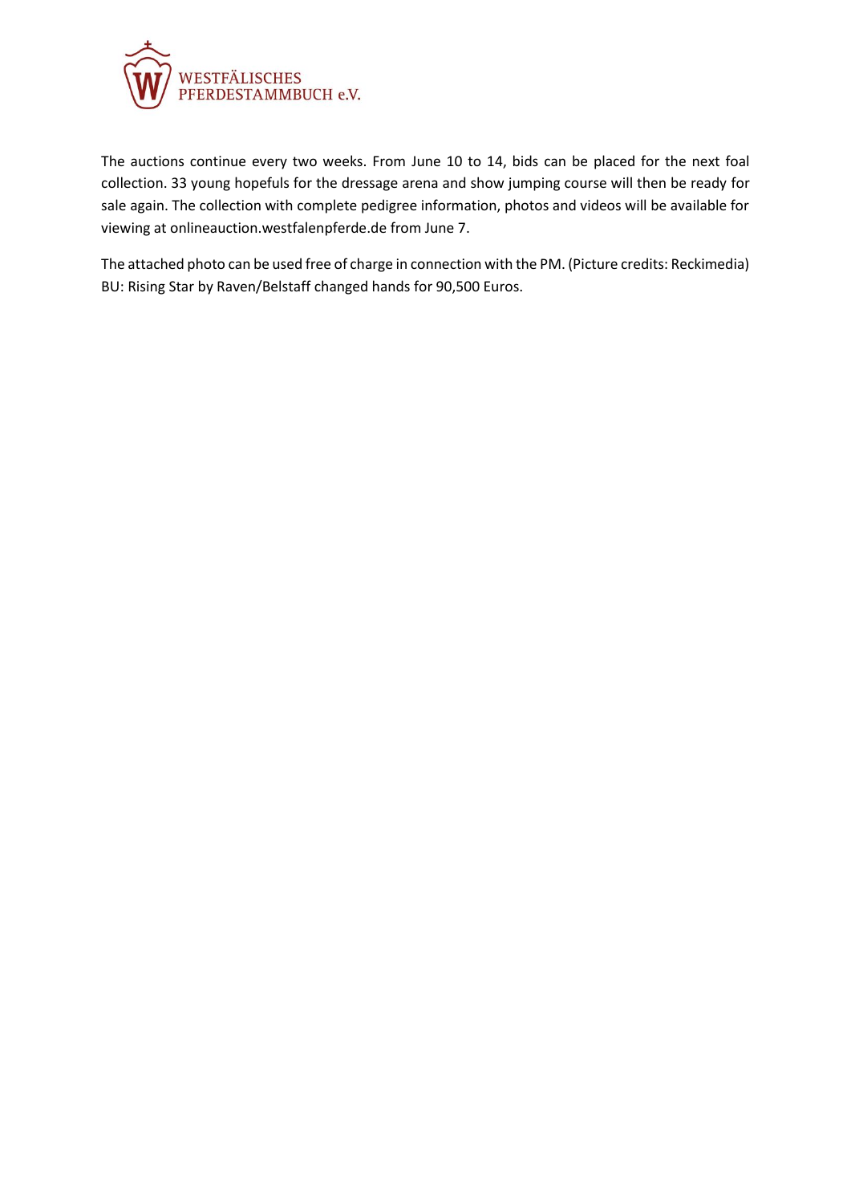The auctions continue every two weeks. From June 10 to 14, bids can be placed for the next foal collection. 33 young hopefuls for the dressage arena and show jumping course will then be ready for sale again. The collection with complete pedigree information, photos and videos will be available for viewing at onlineauction.westfalenpferde.de from June 7.

The attached photo can be used free of charge in connection with the PM. (Picture credits: Reckimedia) BU: Rising Star by Raven/Belstaff changed hands for 90,500 Euros.